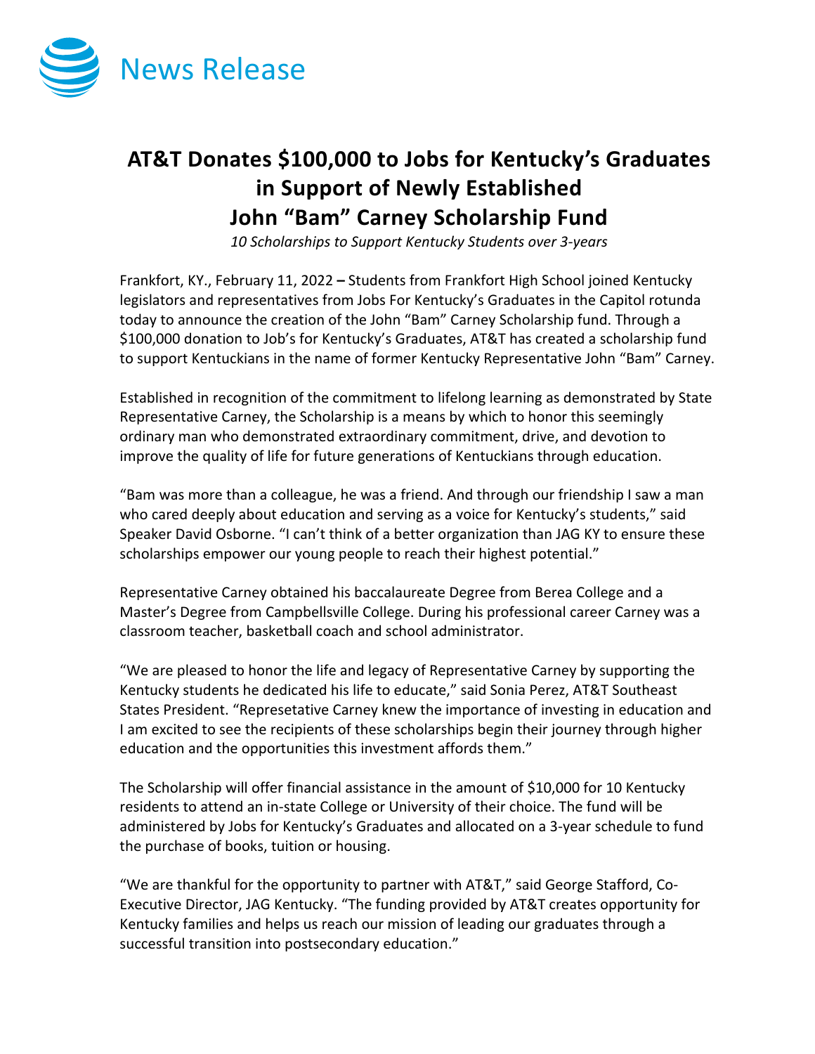News Release

# AT&T Donates $100,000 to Jobs for Kentucky's Graduates in Support of Newly Established John "Bam" Carney Scholarship Fund

*10 Scholarships to Support Kentucky Students over 3-years*

Frankfort, KY., February 11, 2022 **–** Students from Frankfort High School joined Kentucky legislators and representatives from Jobs For Kentucky's Graduates in the Capitol rotunda today to announce the creation of the John "Bam" Carney Scholarship fund. Through a $100,000 donation to Job's for Kentucky's Graduates, AT&T has created a scholarship fund to support Kentuckians in the name of former Kentucky Representative John "Bam" Carney.

Established in recognition of the commitment to lifelong learning as demonstrated by State Representative Carney, the Scholarship is a means by which to honor this seemingly ordinary man who demonstrated extraordinary commitment, drive, and devotion to improve the quality of life for future generations of Kentuckians through education.

"Bam was more than a colleague, he was a friend. And through our friendship I saw a man who cared deeply about education and serving as a voice for Kentucky's students," said Speaker David Osborne. "I can't think of a better organization than JAG KY to ensure these scholarships empower our young people to reach their highest potential."

Representative Carney obtained his baccalaureate Degree from Berea College and a Master's Degree from Campbellsville College. During his professional career Carney was a classroom teacher, basketball coach and school administrator.

"We are pleased to honor the life and legacy of Representative Carney by supporting the Kentucky students he dedicated his life to educate," said Sonia Perez, AT&T Southeast States President. "Represetative Carney knew the importance of investing in education and I am excited to see the recipients of these scholarships begin their journey through higher education and the opportunities this investment affords them."

The Scholarship will offer financial assistance in the amount of $10,000 for 10 Kentucky residents to attend an in-state College or University of their choice. The fund will be administered by Jobs for Kentucky's Graduates and allocated on a 3-year schedule to fund the purchase of books, tuition or housing.

"We are thankful for the opportunity to partner with AT&T," said George Stafford, Co-Executive Director, JAG Kentucky. "The funding provided by AT&T creates opportunity for Kentucky families and helps us reach our mission of leading our graduates through a successful transition into postsecondary education."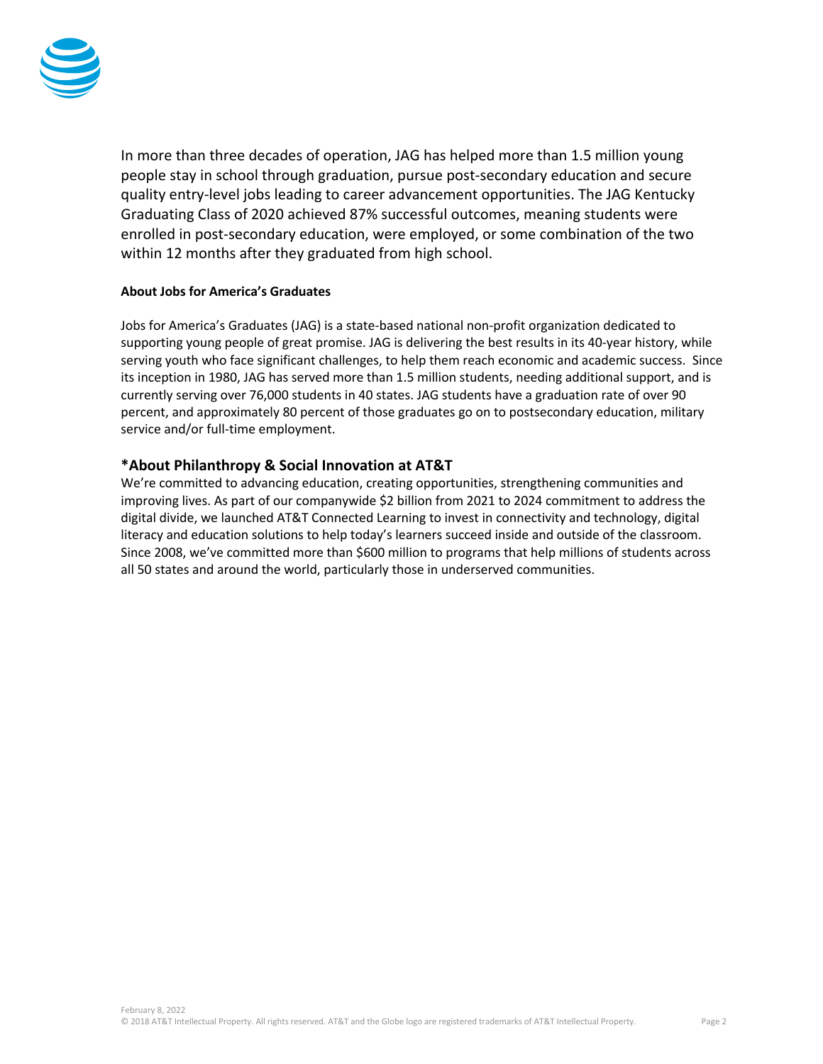In more than three decades of operation, JAG has helped more than 1.5 million young people stay in school through graduation, pursue post-secondary education and secure quality entry-level jobs leading to career advancement opportunities. The JAG Kentucky Graduating Class of 2020 achieved 87% successful outcomes, meaning students were enrolled in post-secondary education, were employed, or some combination of the two within 12 months after they graduated from high school.

**About Jobs for America's Graduates**

Jobs for America's Graduates (JAG) is a state-based national non-profit organization dedicated to supporting young people of great promise. JAG is delivering the best results in its 40-year history, while serving youth who face significant challenges, to help them reach economic and academic success. Since its inception in 1980, JAG has served more than 1.5 million students, needing additional support, and is currently serving over 76,000 students in 40 states. JAG students have a graduation rate of over 90 percent, and approximately 80 percent of those graduates go on to postsecondary education, military service and/or full-time employment.

### *About Philanthropy & Social Innovation at AT&T

We're committed to advancing education, creating opportunities, strengthening communities and improving lives. As part of our companywide $2 billion from 2021 to 2024 commitment to address the digital divide, we launched AT&T Connected Learning to invest in connectivity and technology, digital literacy and education solutions to help today's learners succeed inside and outside of the classroom. Since 2008, we've committed more than $600 million to programs that help millions of students across all 50 states and around the world, particularly those in underserved communities.